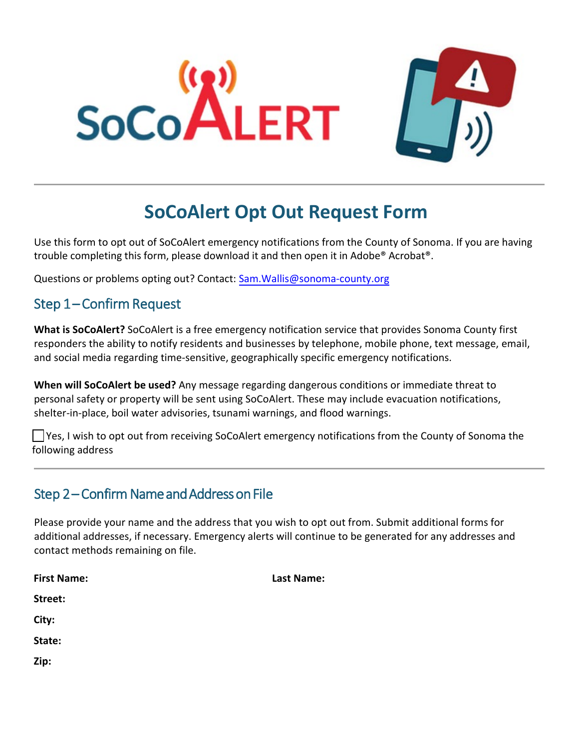# SoCoAlert Opt Out Request Form

Use this form to opt out of SoCoAlert emergency notifications from the County of Sonoma. If you are having trouble completing this form, please download it and then open it in Adobe® Acrobat®.

Questions or problems opting out? Contact: Sam.Wallis@sonoma-county.org

## Step 1 – Confirm Request

**What is SoCoAlert?** SoCoAlert is a free emergency notification service that provides Sonoma County first responders the ability to notify residents and businesses by telephone, mobile phone, text message, email, and social media regarding time-sensitive, geographically specific emergency notifications.

**When will SoCoAlert be used?** Any message regarding dangerous conditions or immediate threat to personal safety or property will be sent using SoCoAlert. These may include evacuation notifications, shelter-in-place, boil water advisories, tsunami warnings, and flood warnings.

☐ Yes, I wish to opt out from receiving SoCoAlert emergency notifications from the County of Sonoma the following address

## Step 2 – Confirm Name and Address on File

Please provide your name and the address that you wish to opt out from. Submit additional forms for additional addresses, if necessary. Emergency alerts will continue to be generated for any addresses and contact methods remaining on file.

**First Name:** **Last Name:**

**Street:**

**City:**

**State:**

**Zip:**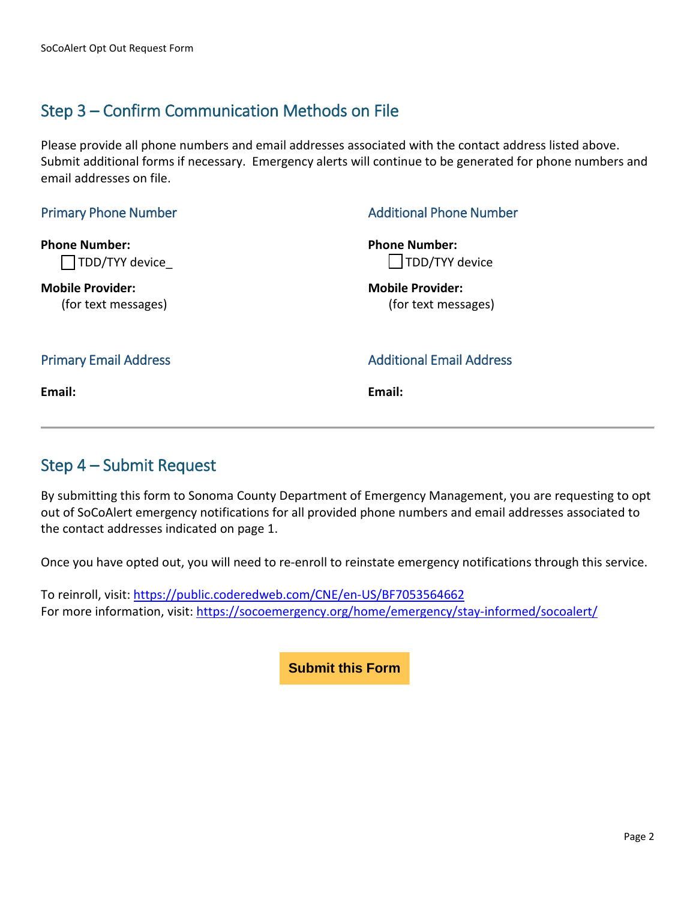## Step 3 – Confirm Communication Methods on File

Please provide all phone numbers and email addresses associated with the contact address listed above. Submit additional forms if necessary. Emergency alerts will continue to be generated for phone numbers and email addresses on file.

### Primary Phone Number

**Phone Number:**

☐ TDD/TYY device_

**Mobile Provider:**
(for text messages)

### Additional Phone Number

**Phone Number:**

☐ TDD/TYY device

**Mobile Provider:**
(for text messages)

### Primary Email Address

**Email:**

### Additional Email Address

**Email:**

---

## Step 4 – Submit Request

By submitting this form to Sonoma County Department of Emergency Management, you are requesting to opt out of SoCoAlert emergency notifications for all provided phone numbers and email addresses associated to the contact addresses indicated on page 1.

Once you have opted out, you will need to re-enroll to reinstate emergency notifications through this service.

To reinroll, visit: https://public.coderedweb.com/CNE/en-US/BF7053564662
For more information, visit: https://socoemergency.org/home/emergency/stay-informed/socoalert/

**Submit this Form**